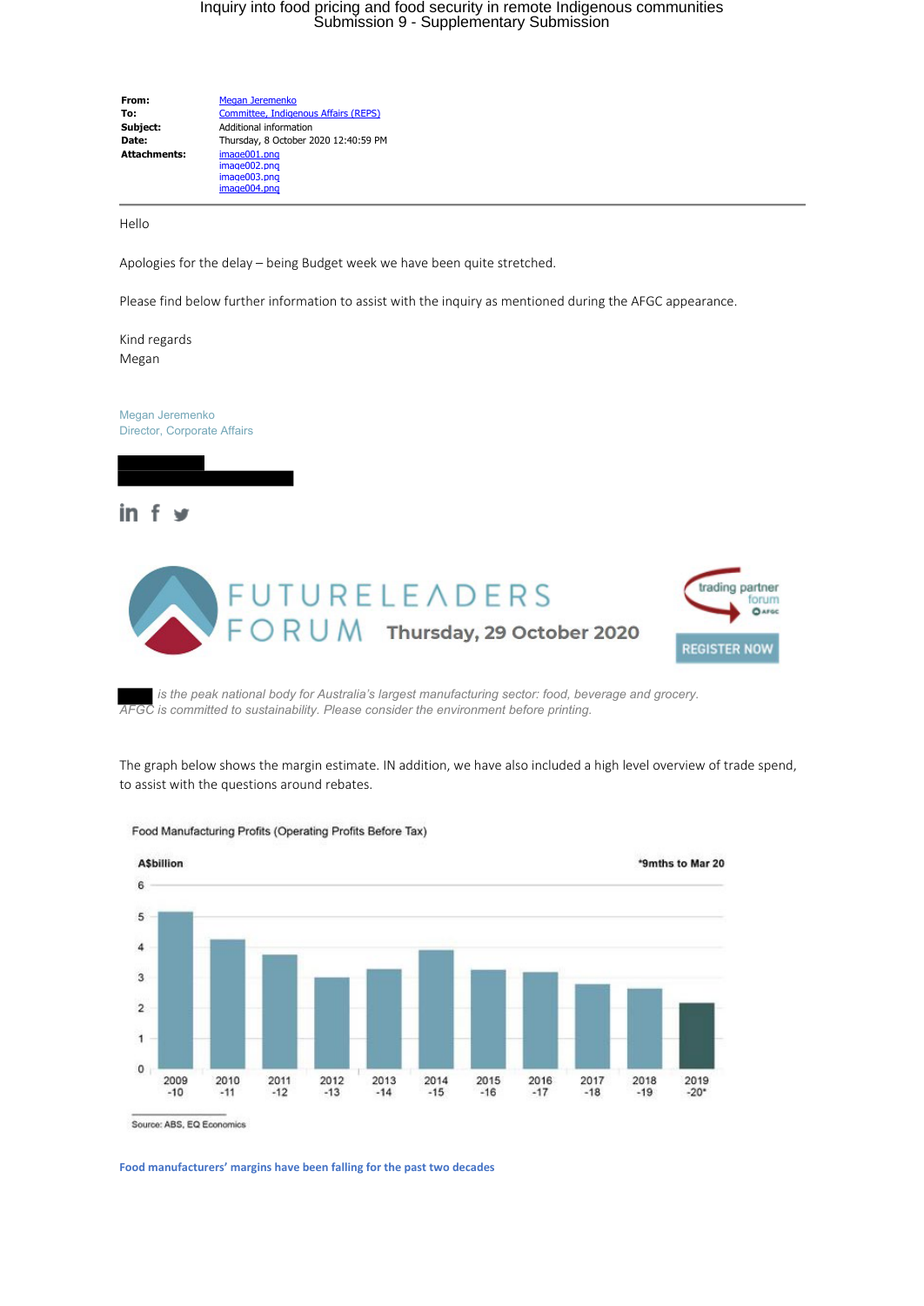| | |
|---|---|
| **From:** | Megan Jeremenko |
| **To:** | Committee, Indigenous Affairs (REPS) |
| **Subject:** | Additional information |
| **Date:** | Thursday, 8 October 2020 12:40:59 PM |
| **Attachments:** | image001.png<br>image002.png<br>image003.png<br>image004.png |

Hello

Apologies for the delay – being Budget week we have been quite stretched.

Please find below further information to assist with the inquiry as mentioned during the AFGC appearance.

Kind regards
Megan

Megan Jeremenko
Director, Corporate Affairs

FUTURELEADERS FORUM Thursday, 29 October 2020

trading partner forum AFGC

REGISTER NOW

*is the peak national body for Australia's largest manufacturing sector: food, beverage and grocery.*
*AFGC is committed to sustainability. Please consider the environment before printing.*

The graph below shows the margin estimate. IN addition, we have also included a high level overview of trade spend, to assist with the questions around rebates.

Food Manufacturing Profits (Operating Profits Before Tax)

A$billion — *9mths to Mar 20

Source: ABS, EQ Economics

**Food manufacturers' margins have been falling for the past two decades**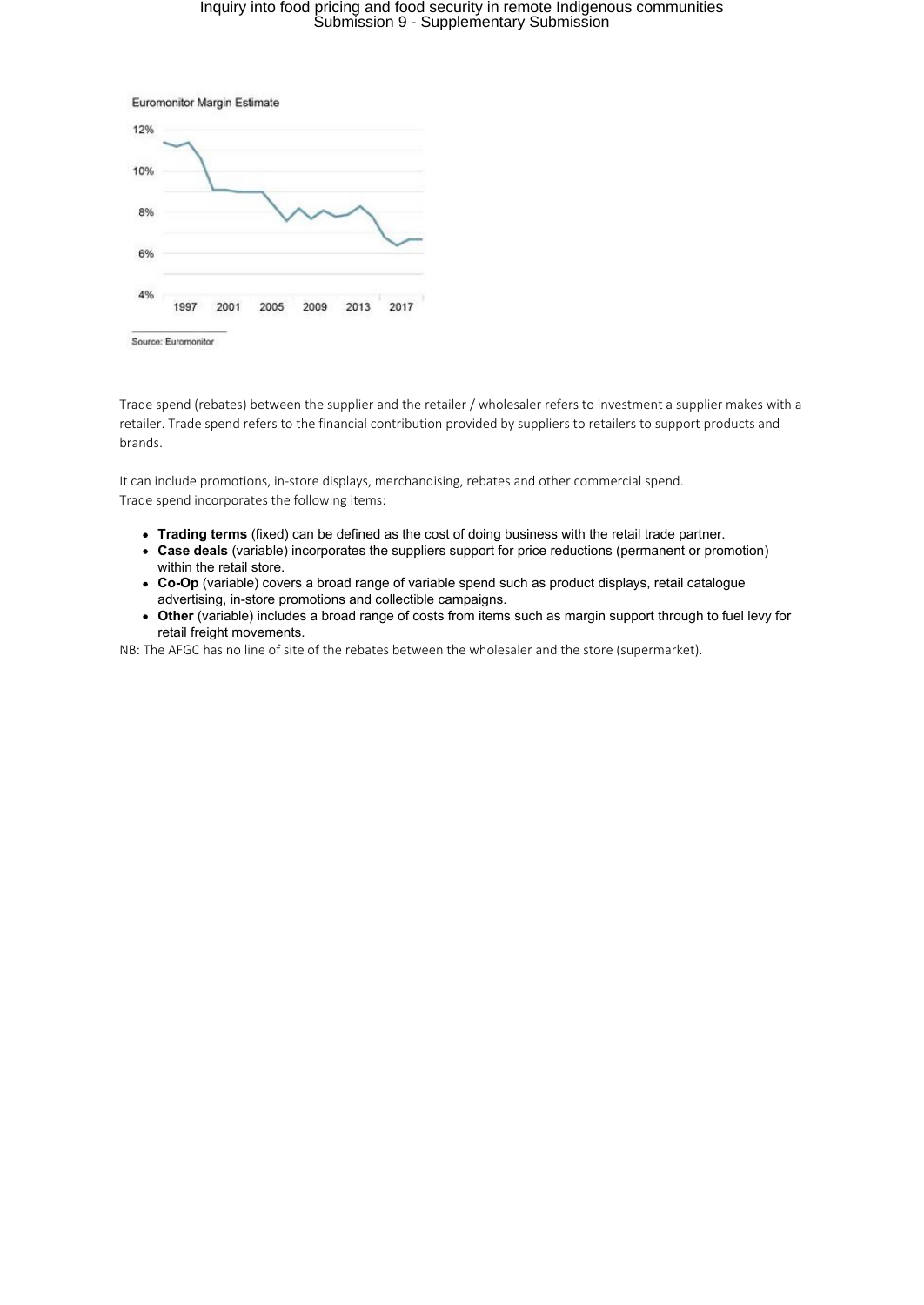Euromonitor Margin Estimate

12%

10%

8%

6%

4%

1997 2001 2005 2009 2013 2017

Source: Euromonitor

Trade spend (rebates) between the supplier and the retailer / wholesaler refers to investment a supplier makes with a retailer. Trade spend refers to the financial contribution provided by suppliers to retailers to support products and brands.

It can include promotions, in-store displays, merchandising, rebates and other commercial spend.
Trade spend incorporates the following items:

- **Trading terms** (fixed) can be defined as the cost of doing business with the retail trade partner.
- **Case deals** (variable) incorporates the suppliers support for price reductions (permanent or promotion) within the retail store.
- **Co-Op** (variable) covers a broad range of variable spend such as product displays, retail catalogue advertising, in-store promotions and collectible campaigns.
- **Other** (variable) includes a broad range of costs from items such as margin support through to fuel levy for retail freight movements.

NB: The AFGC has no line of site of the rebates between the wholesaler and the store (supermarket).